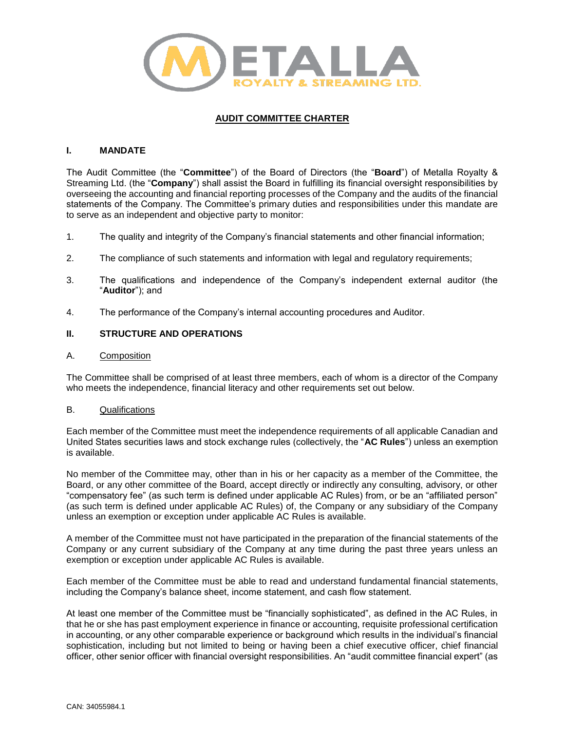# AUDIT COMMITTEE CHARTER

## I. MANDATE

The Audit Committee (the "**Committee**") of the Board of Directors (the "**Board**") of Metalla Royalty & Streaming Ltd. (the "**Company**") shall assist the Board in fulfilling its financial oversight responsibilities by overseeing the accounting and financial reporting processes of the Company and the audits of the financial statements of the Company. The Committee's primary duties and responsibilities under this mandate are to serve as an independent and objective party to monitor:

1. The quality and integrity of the Company's financial statements and other financial information;
2. The compliance of such statements and information with legal and regulatory requirements;
3. The qualifications and independence of the Company's independent external auditor (the "**Auditor**"); and
4. The performance of the Company's internal accounting procedures and Auditor.

## II. STRUCTURE AND OPERATIONS

### A. Composition

The Committee shall be comprised of at least three members, each of whom is a director of the Company who meets the independence, financial literacy and other requirements set out below.

### B. Qualifications

Each member of the Committee must meet the independence requirements of all applicable Canadian and United States securities laws and stock exchange rules (collectively, the "**AC Rules**") unless an exemption is available.

No member of the Committee may, other than in his or her capacity as a member of the Committee, the Board, or any other committee of the Board, accept directly or indirectly any consulting, advisory, or other "compensatory fee" (as such term is defined under applicable AC Rules) from, or be an "affiliated person" (as such term is defined under applicable AC Rules) of, the Company or any subsidiary of the Company unless an exemption or exception under applicable AC Rules is available.

A member of the Committee must not have participated in the preparation of the financial statements of the Company or any current subsidiary of the Company at any time during the past three years unless an exemption or exception under applicable AC Rules is available.

Each member of the Committee must be able to read and understand fundamental financial statements, including the Company's balance sheet, income statement, and cash flow statement.

At least one member of the Committee must be "financially sophisticated", as defined in the AC Rules, in that he or she has past employment experience in finance or accounting, requisite professional certification in accounting, or any other comparable experience or background which results in the individual's financial sophistication, including but not limited to being or having been a chief executive officer, chief financial officer, other senior officer with financial oversight responsibilities. An "audit committee financial expert" (as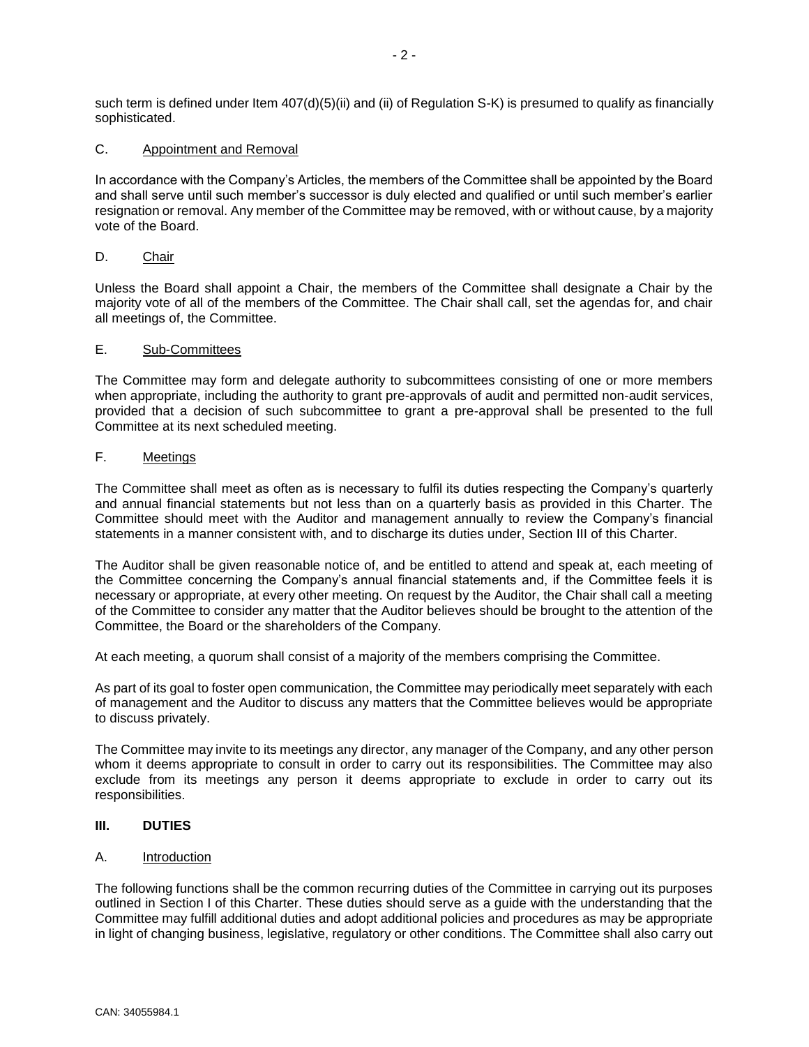such term is defined under Item 407(d)(5)(ii) and (ii) of Regulation S-K) is presumed to qualify as financially sophisticated.

### C. Appointment and Removal

In accordance with the Company's Articles, the members of the Committee shall be appointed by the Board and shall serve until such member's successor is duly elected and qualified or until such member's earlier resignation or removal. Any member of the Committee may be removed, with or without cause, by a majority vote of the Board.

### D. Chair

Unless the Board shall appoint a Chair, the members of the Committee shall designate a Chair by the majority vote of all of the members of the Committee. The Chair shall call, set the agendas for, and chair all meetings of, the Committee.

### E. Sub-Committees

The Committee may form and delegate authority to subcommittees consisting of one or more members when appropriate, including the authority to grant pre-approvals of audit and permitted non-audit services, provided that a decision of such subcommittee to grant a pre-approval shall be presented to the full Committee at its next scheduled meeting.

### F. Meetings

The Committee shall meet as often as is necessary to fulfil its duties respecting the Company's quarterly and annual financial statements but not less than on a quarterly basis as provided in this Charter. The Committee should meet with the Auditor and management annually to review the Company's financial statements in a manner consistent with, and to discharge its duties under, Section III of this Charter.

The Auditor shall be given reasonable notice of, and be entitled to attend and speak at, each meeting of the Committee concerning the Company's annual financial statements and, if the Committee feels it is necessary or appropriate, at every other meeting. On request by the Auditor, the Chair shall call a meeting of the Committee to consider any matter that the Auditor believes should be brought to the attention of the Committee, the Board or the shareholders of the Company.

At each meeting, a quorum shall consist of a majority of the members comprising the Committee.

As part of its goal to foster open communication, the Committee may periodically meet separately with each of management and the Auditor to discuss any matters that the Committee believes would be appropriate to discuss privately.

The Committee may invite to its meetings any director, any manager of the Company, and any other person whom it deems appropriate to consult in order to carry out its responsibilities. The Committee may also exclude from its meetings any person it deems appropriate to exclude in order to carry out its responsibilities.

## III. DUTIES

### A. Introduction

The following functions shall be the common recurring duties of the Committee in carrying out its purposes outlined in Section I of this Charter. These duties should serve as a guide with the understanding that the Committee may fulfill additional duties and adopt additional policies and procedures as may be appropriate in light of changing business, legislative, regulatory or other conditions. The Committee shall also carry out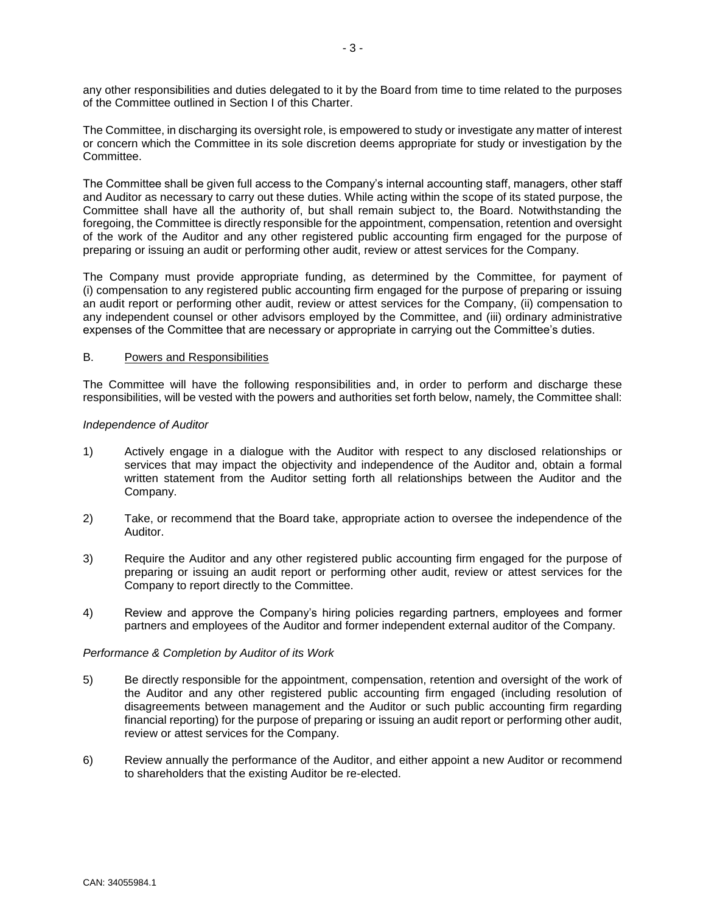any other responsibilities and duties delegated to it by the Board from time to time related to the purposes of the Committee outlined in Section I of this Charter.

The Committee, in discharging its oversight role, is empowered to study or investigate any matter of interest or concern which the Committee in its sole discretion deems appropriate for study or investigation by the Committee.

The Committee shall be given full access to the Company's internal accounting staff, managers, other staff and Auditor as necessary to carry out these duties. While acting within the scope of its stated purpose, the Committee shall have all the authority of, but shall remain subject to, the Board. Notwithstanding the foregoing, the Committee is directly responsible for the appointment, compensation, retention and oversight of the work of the Auditor and any other registered public accounting firm engaged for the purpose of preparing or issuing an audit or performing other audit, review or attest services for the Company.

The Company must provide appropriate funding, as determined by the Committee, for payment of (i) compensation to any registered public accounting firm engaged for the purpose of preparing or issuing an audit report or performing other audit, review or attest services for the Company, (ii) compensation to any independent counsel or other advisors employed by the Committee, and (iii) ordinary administrative expenses of the Committee that are necessary or appropriate in carrying out the Committee's duties.

B. Powers and Responsibilities

The Committee will have the following responsibilities and, in order to perform and discharge these responsibilities, will be vested with the powers and authorities set forth below, namely, the Committee shall:

*Independence of Auditor*

1) Actively engage in a dialogue with the Auditor with respect to any disclosed relationships or services that may impact the objectivity and independence of the Auditor and, obtain a formal written statement from the Auditor setting forth all relationships between the Auditor and the Company.

2) Take, or recommend that the Board take, appropriate action to oversee the independence of the Auditor.

3) Require the Auditor and any other registered public accounting firm engaged for the purpose of preparing or issuing an audit report or performing other audit, review or attest services for the Company to report directly to the Committee.

4) Review and approve the Company's hiring policies regarding partners, employees and former partners and employees of the Auditor and former independent external auditor of the Company.

*Performance & Completion by Auditor of its Work*

5) Be directly responsible for the appointment, compensation, retention and oversight of the work of the Auditor and any other registered public accounting firm engaged (including resolution of disagreements between management and the Auditor or such public accounting firm regarding financial reporting) for the purpose of preparing or issuing an audit report or performing other audit, review or attest services for the Company.

6) Review annually the performance of the Auditor, and either appoint a new Auditor or recommend to shareholders that the existing Auditor be re-elected.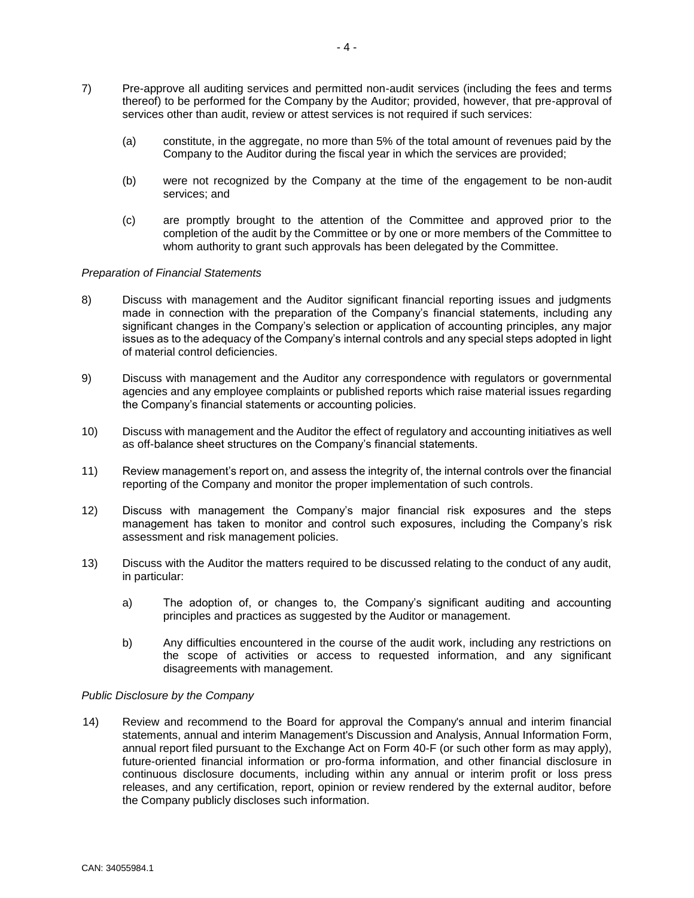7) Pre-approve all auditing services and permitted non-audit services (including the fees and terms thereof) to be performed for the Company by the Auditor; provided, however, that pre-approval of services other than audit, review or attest services is not required if such services:

    (a) constitute, in the aggregate, no more than 5% of the total amount of revenues paid by the Company to the Auditor during the fiscal year in which the services are provided;

    (b) were not recognized by the Company at the time of the engagement to be non-audit services; and

    (c) are promptly brought to the attention of the Committee and approved prior to the completion of the audit by the Committee or by one or more members of the Committee to whom authority to grant such approvals has been delegated by the Committee.

*Preparation of Financial Statements*

8) Discuss with management and the Auditor significant financial reporting issues and judgments made in connection with the preparation of the Company's financial statements, including any significant changes in the Company's selection or application of accounting principles, any major issues as to the adequacy of the Company's internal controls and any special steps adopted in light of material control deficiencies.

9) Discuss with management and the Auditor any correspondence with regulators or governmental agencies and any employee complaints or published reports which raise material issues regarding the Company's financial statements or accounting policies.

10) Discuss with management and the Auditor the effect of regulatory and accounting initiatives as well as off-balance sheet structures on the Company's financial statements.

11) Review management's report on, and assess the integrity of, the internal controls over the financial reporting of the Company and monitor the proper implementation of such controls.

12) Discuss with management the Company's major financial risk exposures and the steps management has taken to monitor and control such exposures, including the Company's risk assessment and risk management policies.

13) Discuss with the Auditor the matters required to be discussed relating to the conduct of any audit, in particular:

    a) The adoption of, or changes to, the Company's significant auditing and accounting principles and practices as suggested by the Auditor or management.

    b) Any difficulties encountered in the course of the audit work, including any restrictions on the scope of activities or access to requested information, and any significant disagreements with management.

*Public Disclosure by the Company*

14) Review and recommend to the Board for approval the Company's annual and interim financial statements, annual and interim Management's Discussion and Analysis, Annual Information Form, annual report filed pursuant to the Exchange Act on Form 40-F (or such other form as may apply), future-oriented financial information or pro-forma information, and other financial disclosure in continuous disclosure documents, including within any annual or interim profit or loss press releases, and any certification, report, opinion or review rendered by the external auditor, before the Company publicly discloses such information.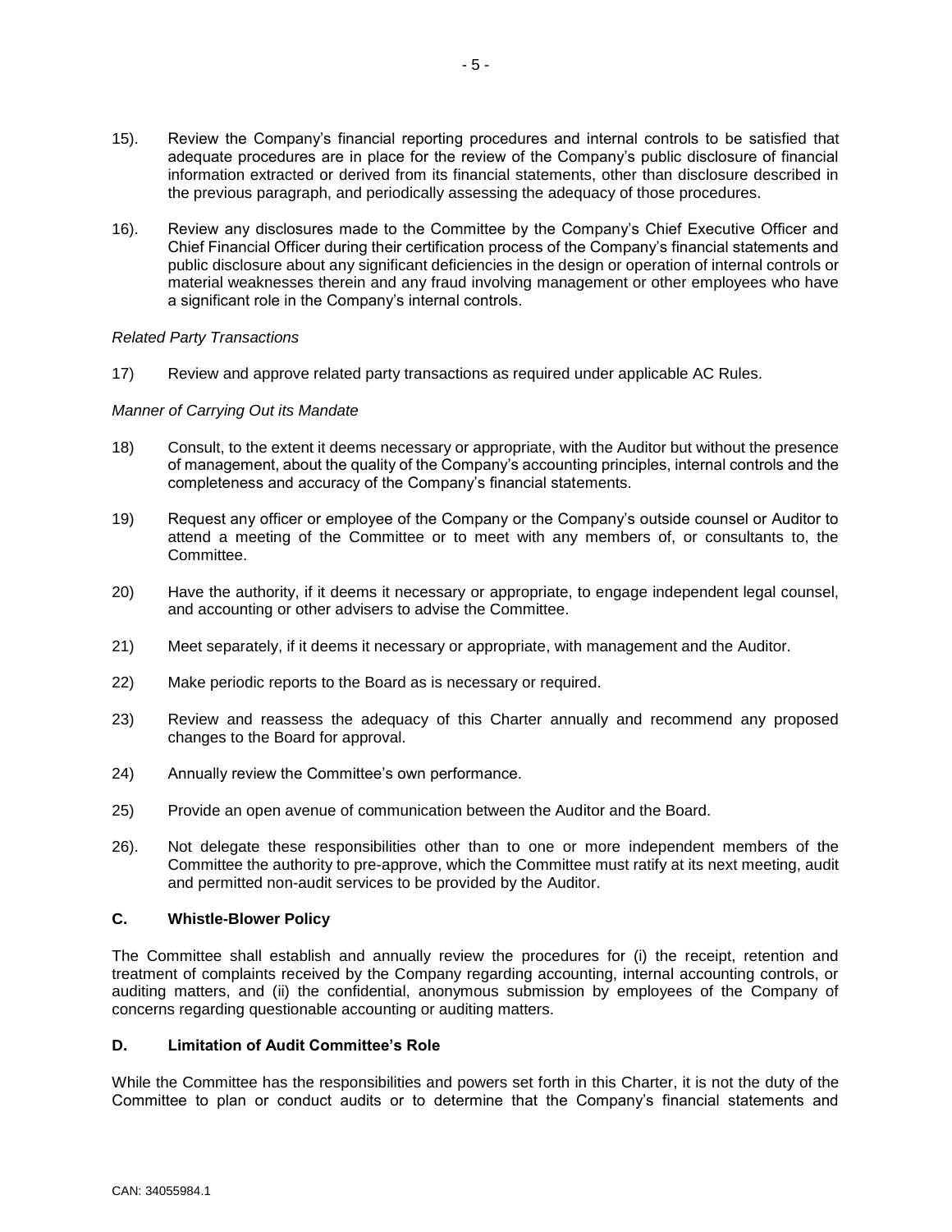15). Review the Company's financial reporting procedures and internal controls to be satisfied that adequate procedures are in place for the review of the Company's public disclosure of financial information extracted or derived from its financial statements, other than disclosure described in the previous paragraph, and periodically assessing the adequacy of those procedures.

16). Review any disclosures made to the Committee by the Company's Chief Executive Officer and Chief Financial Officer during their certification process of the Company's financial statements and public disclosure about any significant deficiencies in the design or operation of internal controls or material weaknesses therein and any fraud involving management or other employees who have a significant role in the Company's internal controls.

*Related Party Transactions*

17) Review and approve related party transactions as required under applicable AC Rules.

*Manner of Carrying Out its Mandate*

18) Consult, to the extent it deems necessary or appropriate, with the Auditor but without the presence of management, about the quality of the Company's accounting principles, internal controls and the completeness and accuracy of the Company's financial statements.

19) Request any officer or employee of the Company or the Company's outside counsel or Auditor to attend a meeting of the Committee or to meet with any members of, or consultants to, the Committee.

20) Have the authority, if it deems it necessary or appropriate, to engage independent legal counsel, and accounting or other advisers to advise the Committee.

21) Meet separately, if it deems it necessary or appropriate, with management and the Auditor.

22) Make periodic reports to the Board as is necessary or required.

23) Review and reassess the adequacy of this Charter annually and recommend any proposed changes to the Board for approval.

24) Annually review the Committee's own performance.

25) Provide an open avenue of communication between the Auditor and the Board.

26). Not delegate these responsibilities other than to one or more independent members of the Committee the authority to pre-approve, which the Committee must ratify at its next meeting, audit and permitted non-audit services to be provided by the Auditor.

**C. Whistle-Blower Policy**

The Committee shall establish and annually review the procedures for (i) the receipt, retention and treatment of complaints received by the Company regarding accounting, internal accounting controls, or auditing matters, and (ii) the confidential, anonymous submission by employees of the Company of concerns regarding questionable accounting or auditing matters.

**D. Limitation of Audit Committee's Role**

While the Committee has the responsibilities and powers set forth in this Charter, it is not the duty of the Committee to plan or conduct audits or to determine that the Company's financial statements and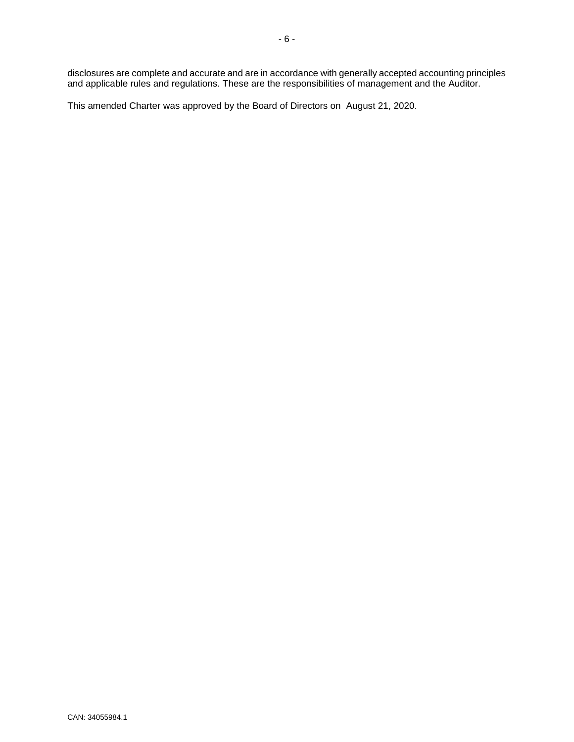disclosures are complete and accurate and are in accordance with generally accepted accounting principles and applicable rules and regulations. These are the responsibilities of management and the Auditor.

This amended Charter was approved by the Board of Directors on August 21, 2020.

CAN: 34055984.1